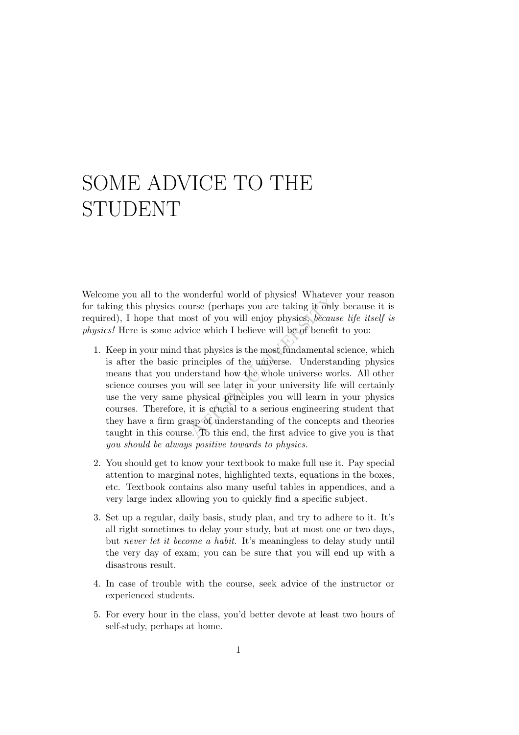# SOME ADVICE TO THE STUDENT

Welcome you all to the wonderful world of physics! Whatever your reason for taking this physics course (perhaps you are taking it only because it is required), I hope that most of you will enjoy physics, *because life itself is physics!* Here is some advice which I believe will be of benefit to you:

1. Keep in your mind that physics is the most fundamental science, which is after the basic principles of the universe. Understanding physics means that you understand how the whole universe works. All other science courses you will see later in your university life will certainly use the very same physical principles you will learn in your physics courses. Therefore, it is crucial to a serious engineering student that they have a firm grasp of understanding of the concepts and theories taught in this course. To this end, the first advice to give you is that *you should be always positive towards to physics.*

2. You should get to know your textbook to make full use it. Pay special attention to marginal notes, highlighted texts, equations in the boxes, etc. Textbook contains also many useful tables in appendices, and a very large index allowing you to quickly find a specific subject.

3. Set up a regular, daily basis, study plan, and try to adhere to it. It's all right sometimes to delay your study, but at most one or two days, but *never let it become a habit*. It's meaningless to delay study until the very day of exam; you can be sure that you will end up with a disastrous result.

4. In case of trouble with the course, seek advice of the instructor or experienced students.

5. For every hour in the class, you'd better devote at least two hours of self-study, perhaps at home.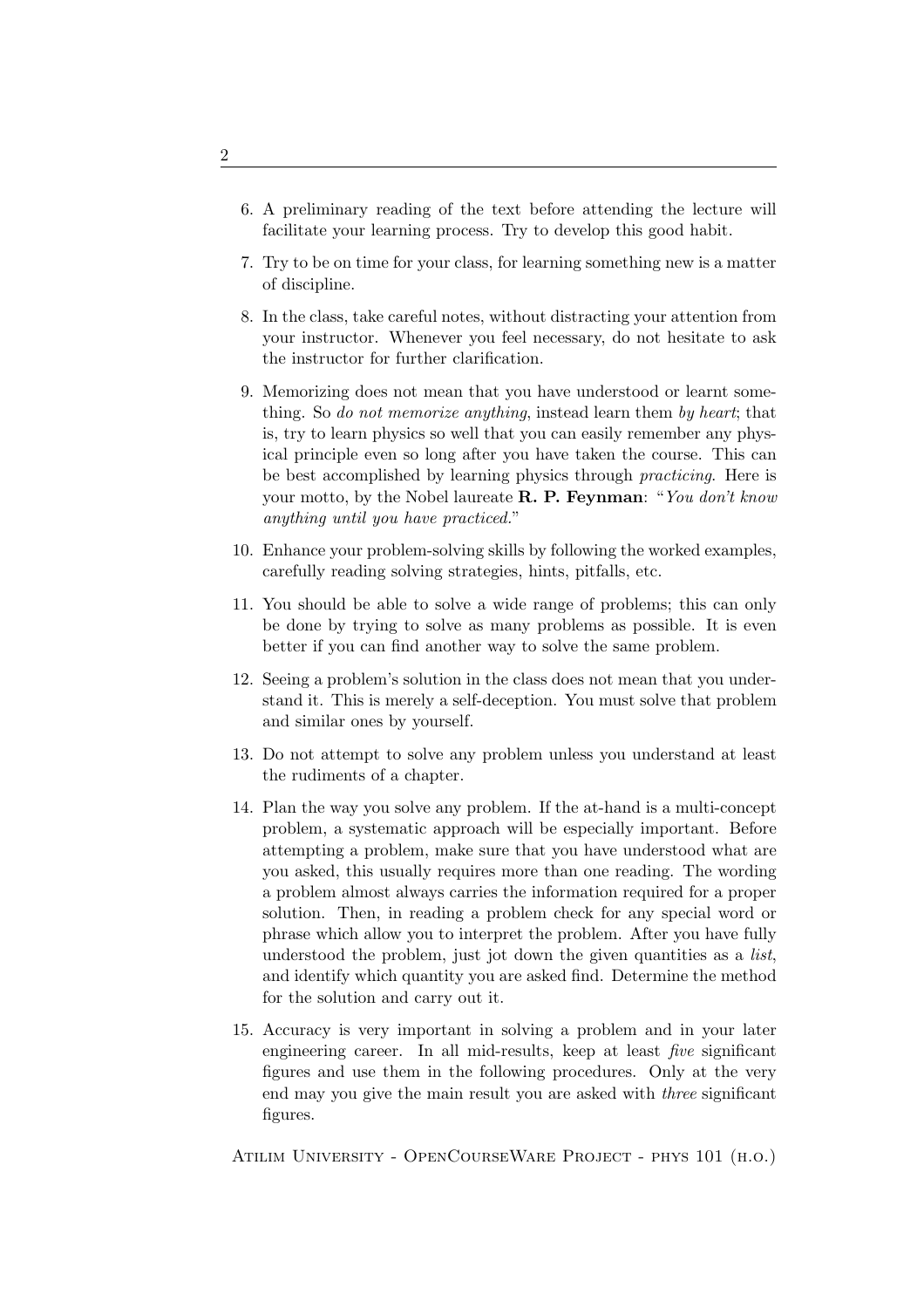6. A preliminary reading of the text before attending the lecture will facilitate your learning process. Try to develop this good habit.

7. Try to be on time for your class, for learning something new is a matter of discipline.

8. In the class, take careful notes, without distracting your attention from your instructor. Whenever you feel necessary, do not hesitate to ask the instructor for further clarification.

9. Memorizing does not mean that you have understood or learnt something. So *do not memorize anything*, instead learn them *by heart*; that is, try to learn physics so well that you can easily remember any physical principle even so long after you have taken the course. This can be best accomplished by learning physics through *practicing*. Here is your motto, by the Nobel laureate **R. P. Feynman**: "*You don't know anything until you have practiced.*"

10. Enhance your problem-solving skills by following the worked examples, carefully reading solving strategies, hints, pitfalls, etc.

11. You should be able to solve a wide range of problems; this can only be done by trying to solve as many problems as possible. It is even better if you can find another way to solve the same problem.

12. Seeing a problem's solution in the class does not mean that you understand it. This is merely a self-deception. You must solve that problem and similar ones by yourself.

13. Do not attempt to solve any problem unless you understand at least the rudiments of a chapter.

14. Plan the way you solve any problem. If the at-hand is a multi-concept problem, a systematic approach will be especially important. Before attempting a problem, make sure that you have understood what are you asked, this usually requires more than one reading. The wording a problem almost always carries the information required for a proper solution. Then, in reading a problem check for any special word or phrase which allow you to interpret the problem. After you have fully understood the problem, just jot down the given quantities as a *list*, and identify which quantity you are asked find. Determine the method for the solution and carry out it.

15. Accuracy is very important in solving a problem and in your later engineering career. In all mid-results, keep at least *five* significant figures and use them in the following procedures. Only at the very end may you give the main result you are asked with *three* significant figures.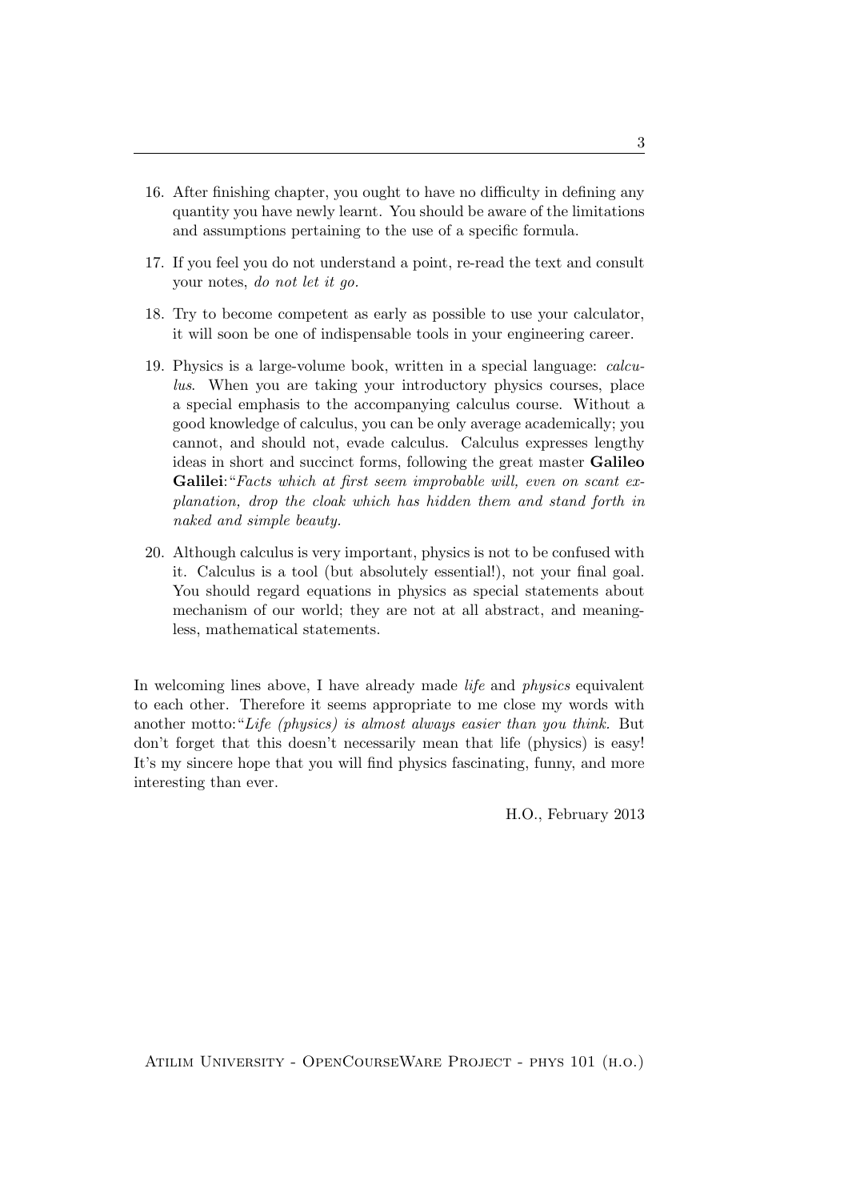16. After finishing chapter, you ought to have no difficulty in defining any quantity you have newly learnt. You should be aware of the limitations and assumptions pertaining to the use of a specific formula.

17. If you feel you do not understand a point, re-read the text and consult your notes, *do not let it go.*

18. Try to become competent as early as possible to use your calculator, it will soon be one of indispensable tools in your engineering career.

19. Physics is a large-volume book, written in a special language: *calculus*. When you are taking your introductory physics courses, place a special emphasis to the accompanying calculus course. Without a good knowledge of calculus, you can be only average academically; you cannot, and should not, evade calculus. Calculus expresses lengthy ideas in short and succinct forms, following the great master **Galileo Galilei**:"*Facts which at first seem improbable will, even on scant explanation, drop the cloak which has hidden them and stand forth in naked and simple beauty.*

20. Although calculus is very important, physics is not to be confused with it. Calculus is a tool (but absolutely essential!), not your final goal. You should regard equations in physics as special statements about mechanism of our world; they are not at all abstract, and meaningless, mathematical statements.

In welcoming lines above, I have already made *life* and *physics* equivalent to each other. Therefore it seems appropriate to me close my words with another motto:"*Life (physics) is almost always easier than you think.* But don't forget that this doesn't necessarily mean that life (physics) is easy! It's my sincere hope that you will find physics fascinating, funny, and more interesting than ever.

H.O., February 2013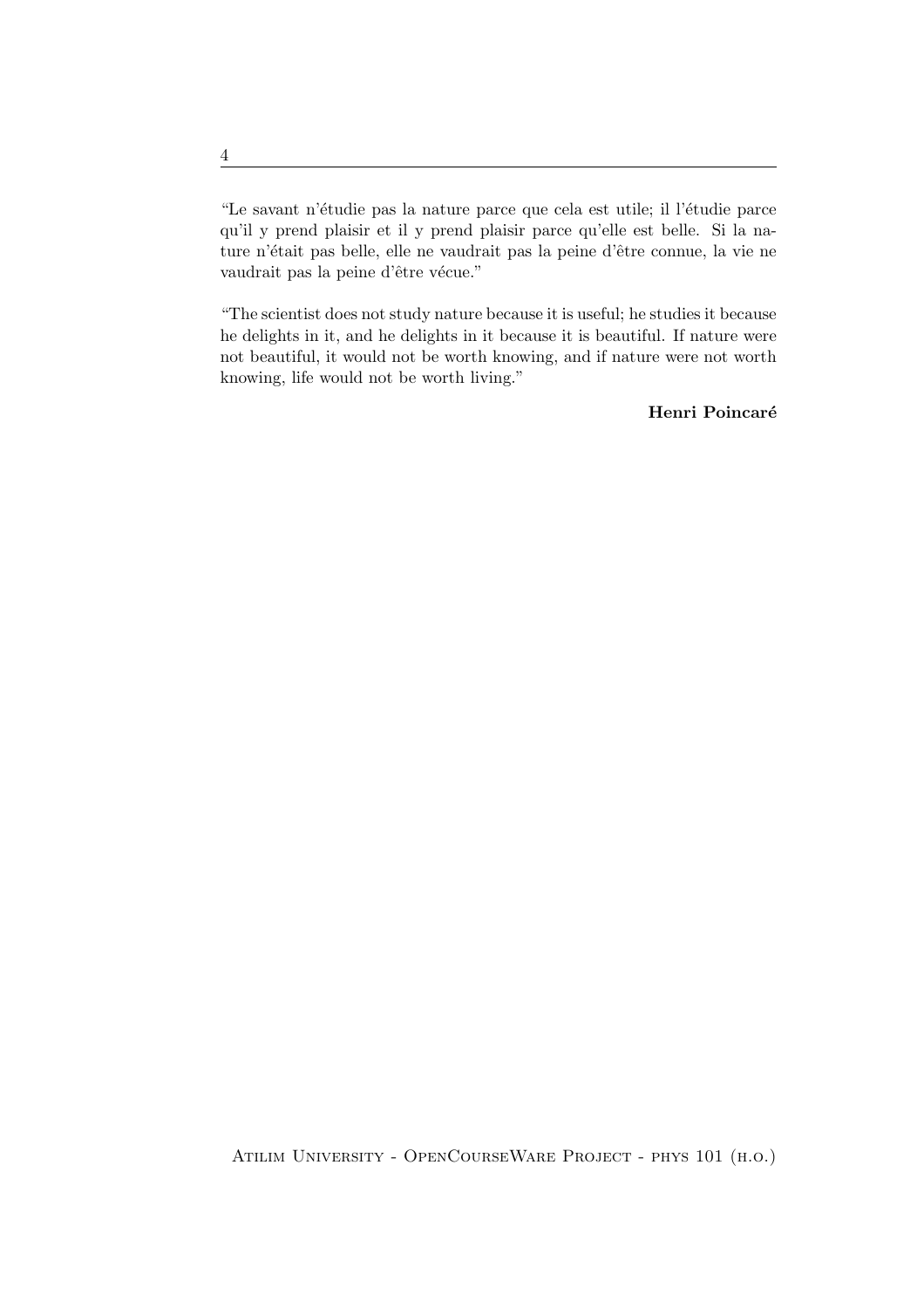"Le savant n'étudie pas la nature parce que cela est utile; il l'étudie parce qu'il y prend plaisir et il y prend plaisir parce qu'elle est belle. Si la nature n'était pas belle, elle ne vaudrait pas la peine d'être connue, la vie ne vaudrait pas la peine d'être vécue."

"The scientist does not study nature because it is useful; he studies it because he delights in it, and he delights in it because it is beautiful. If nature were not beautiful, it would not be worth knowing, and if nature were not worth knowing, life would not be worth living."

**Henri Poincaré**